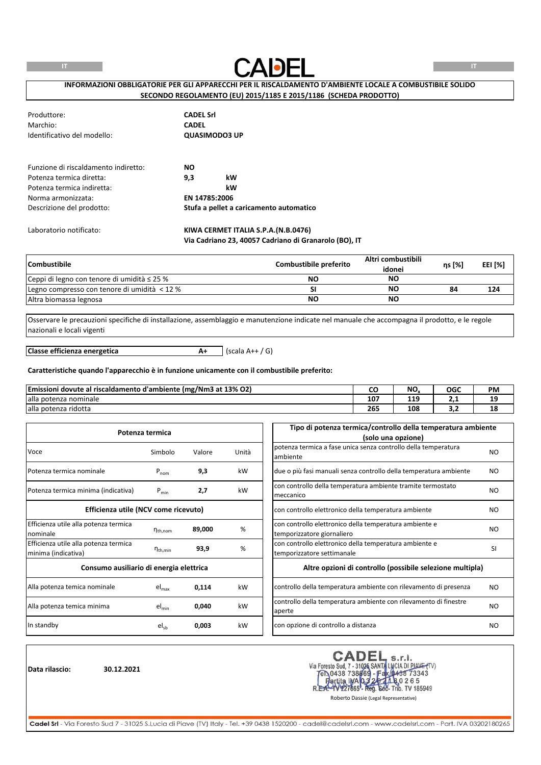# CADEL

**INFORMAZIONI OBBLIGATORIE PER GLI APPARECCHI PER IL RISCALDAMENTO D'AMBIENTE LOCALE A COMBUSTIBILE SOLIDO SECONDO REGOLAMENTO (EU) 2015/1185 E 2015/1186 (SCHEDA PRODOTTO)**

| | |
|---|---|
| Produttore: | **CADEL Srl** |
| Marchio: | **CADEL** |
| Identificativo del modello: | **QUASIMODO3 UP** |

| | | |
|---|---|---|
| Funzione di riscaldamento indiretto: | **NO** | |
| Potenza termica diretta: | **9,3** | **kW** |
| Potenza termica indiretta: | | **kW** |
| Norma armonizzata: | **EN 14785:2006** | |
| Descrizione del prodotto: | **Stufa a pellet a caricamento automatico** | |

Laboratorio notificato: **KIWA CERMET ITALIA S.P.A.(N.B.0476)**
**Via Cadriano 23, 40057 Cadriano di Granarolo (BO), IT**

| **Combustibile** | **Combustibile preferito** | **Altri combustibili idonei** | **ηs [%]** | **EEI [%]** |
|---|---|---|---|---|
| Ceppi di legno con tenore di umidità ≤ 25 % | **NO** | **NO** | | |
| Legno compresso con tenore di umidità < 12 % | **SI** | **NO** | **84** | **124** |
| Altra biomassa legnosa | **NO** | **NO** | | |

Osservare le precauzioni specifiche di installazione, assemblaggio e manutenzione indicate nel manuale che accompagna il prodotto, e le regole nazionali e locali vigenti

**Classe efficienza energetica** **A+** (scala A++ / G)

**Caratteristiche quando l'apparecchio è in funzione unicamente con il combustibile preferito:**

| **Emissioni dovute al riscaldamento d'ambiente (mg/Nm3 at 13% O2)** | **CO** | **$NO_x$** | **OGC** | **PM** |
|---|---|---|---|---|
| alla potenza nominale | **107** | **119** | **2,1** | **19** |
| alla potenza ridotta | **265** | **108** | **3,2** | **18** |

| **Potenza termica** | | | |
|---|---|---|---|
| Voce | Simbolo | Valore | Unità |
| Potenza termica nominale | $P_{nom}$ | **9,3** | kW |
| Potenza termica minima (indicativa) | $P_{min}$ | **2,7** | kW |
| **Efficienza utile (NCV come ricevuto)** | | | |
| Efficienza utile alla potenza termica nominale | $\eta_{th,nom}$ | **89,000** | % |
| Efficienza utile alla potenza termica minima (indicativa) | $\eta_{th,min}$ | **93,9** | % |
| **Consumo ausiliario di energia elettrica** | | | |
| Alla potenza temica nominale | $el_{max}$ | **0,114** | kW |
| Alla potenza temica minima | $el_{min}$ | **0,040** | kW |
| In standby | $el_{sb}$ | **0,003** | kW |

| **Tipo di potenza termica/controllo della temperatura ambiente (solo una opzione)** | |
|---|---|
| potenza termica a fase unica senza controllo della temperatura ambiente | NO |
| due o più fasi manuali senza controllo della temperatura ambiente | NO |
| con controllo della temperatura ambiente tramite termostato meccanico | NO |
| con controllo elettronico della temperatura ambiente | NO |
| con controllo elettronico della temperatura ambiente e temporizzatore giornaliero | NO |
| con controllo elettronico della temperatura ambiente e temporizzatore settimanale | SI |
| **Altre opzioni di controllo (possibile selezione multipla)** | |
| controllo della temperatura ambiente con rilevamento di presenza | NO |
| controllo della temperatura ambiente con rilevamento di finestre aperte | NO |
| con opzione di controllo a distanza | NO |

**Data rilascio:** **30.12.2021**

CADEL s.r.l.
Via Foresto Sud, 7 - 31025 SANTA LUCIA DI PIAVE (TV)
Tel. 0438 738669 - Fax 0438 73343
Partita IVA 03202180265
R.E.A. TV 227865 - Reg. Soc. Trib. TV 185949

Roberto Dassie (Legal Representative)

Cadel Srl - Via Foresto Sud 7 - 31025 S.Lucia di Piave (TV) Italy - Tel. +39 0438 1520200 - cadel@cadelsrl.com - www.cadelsrl.com - Part. IVA 03202180265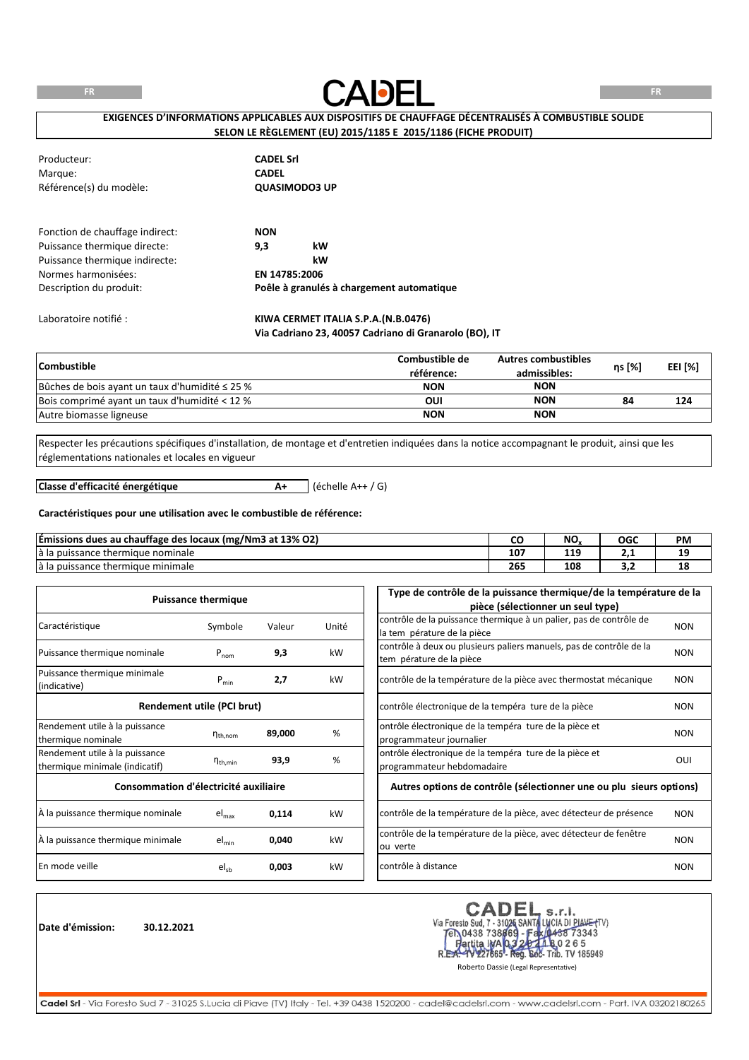FR

CADEL

FR

**EXIGENCES D'INFORMATIONS APPLICABLES AUX DISPOSITIFS DE CHAUFFAGE DÉCENTRALISÉS À COMBUSTIBLE SOLIDE SELON LE RÈGLEMENT (EU) 2015/1185 E 2015/1186 (FICHE PRODUIT)**

| | |
|---|---|
| Producteur: | **CADEL Srl** |
| Marque: | **CADEL** |
| Référence(s) du modèle: | **QUASIMODO3 UP** |

| | | |
|---|---|---|
| Fonction de chauffage indirect: | **NON** | |
| Puissance thermique directe: | **9,3** | **kW** |
| Puissance thermique indirecte: | | **kW** |
| Normes harmonisées: | **EN 14785:2006** | |
| Description du produit: | **Poêle à granulés à chargement automatique** | |

Laboratoire notifié : **KIWA CERMET ITALIA S.P.A.(N.B.0476)**
**Via Cadriano 23, 40057 Cadriano di Granarolo (BO), IT**

| Combustible | Combustible de référence: | Autres combustibles admissibles: | ηs [%] | EEI [%] |
|---|---|---|---|---|
| Bûches de bois ayant un taux d'humidité ≤ 25 % | NON | NON | | |
| Bois comprimé ayant un taux d'humidité < 12 % | OUI | NON | 84 | 124 |
| Autre biomasse ligneuse | NON | NON | | |

Respecter les précautions spécifiques d'installation, de montage et d'entretien indiquées dans la notice accompagnant le produit, ainsi que les réglementations nationales et locales en vigueur

**Classe d'efficacité énergétique** **A+** (échelle A++ / G)

**Caractéristiques pour une utilisation avec le combustible de référence:**

| Émissions dues au chauffage des locaux (mg/Nm3 at 13% O2) | CO | $NO_x$ | OGC | PM |
|---|---|---|---|---|
| à la puissance thermique nominale | 107 | 119 | 2,1 | 19 |
| à la puissance thermique minimale | 265 | 108 | 3,2 | 18 |

| Puissance thermique | | | |
|---|---|---|---|
| Caractéristique | Symbole | Valeur | Unité |
| Puissance thermique nominale | $P_{nom}$ | **9,3** | kW |
| Puissance thermique minimale (indicative) | $P_{min}$ | **2,7** | kW |
| **Rendement utile (PCI brut)** | | | |
| Rendement utile à la puissance thermique nominale | $\eta_{th,nom}$ | **89,000** | % |
| Rendement utile à la puissance thermique minimale (indicatif) | $\eta_{th,min}$ | **93,9** | % |
| **Consommation d'électricité auxiliaire** | | | |
| À la puissance thermique nominale | $el_{max}$ | **0,114** | kW |
| À la puissance thermique minimale | $el_{min}$ | **0,040** | kW |
| En mode veille | $el_{sb}$ | **0,003** | kW |

| Type de contrôle de la puissance thermique/de la température de la pièce (sélectionner un seul type) | |
|---|---|
| contrôle de la puissance thermique à un palier, pas de contrôle de la tem pérature de la pièce | NON |
| contrôle à deux ou plusieurs paliers manuels, pas de contrôle de la tem pérature de la pièce | NON |
| contrôle de la température de la pièce avec thermostat mécanique | NON |
| contrôle électronique de la tempéra ture de la pièce | NON |
| ontrôle électronique de la tempéra ture de la pièce et programmateur journalier | NON |
| ontrôle électronique de la tempéra ture de la pièce et programmateur hebdomadaire | OUI |
| **Autres options de contrôle (sélectionner une ou plu sieurs options)** | |
| contrôle de la température de la pièce, avec détecteur de présence | NON |
| contrôle de la température de la pièce, avec détecteur de fenêtre ou verte | NON |
| contrôle à distance | NON |

**Date d'émission:** **30.12.2021**

CADEL s.r.l.
Via Foresto Sud, 7 - 31025 SANTA LUCIA DI PIAVE (TV)
Tel. 0438 738669 - Fax 0438 73343
Partita IVA 03202180265
R.E.A. TV 227665 - Reg. Soc. Trib. TV 185949
Roberto Dassie (Legal Representative)

**Cadel Srl** - Via Foresto Sud 7 - 31025 S.Lucia di Piave (TV) Italy - Tel. +39 0438 1520200 - cadel@cadelsrl.com - www.cadelsrl.com - Part. IVA 03202180265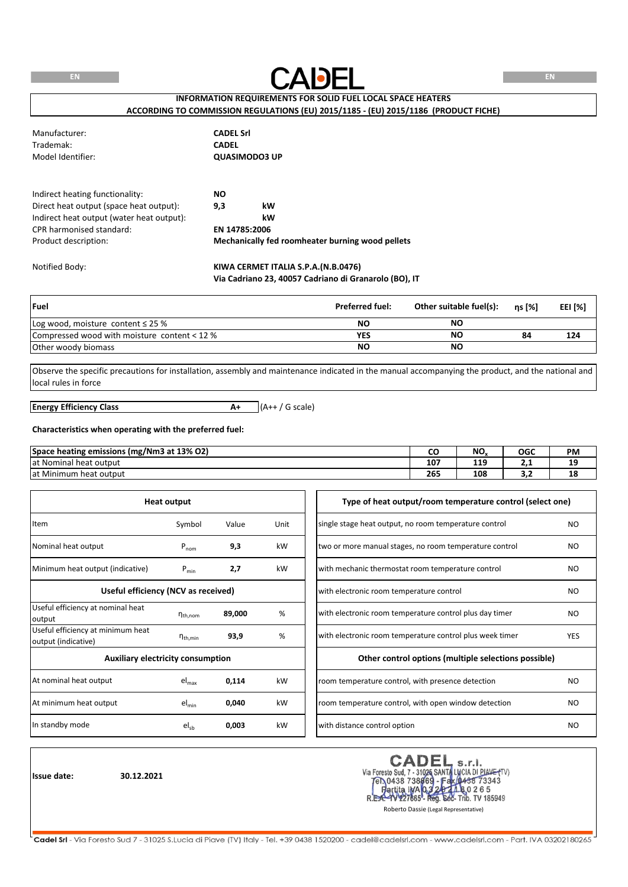# CADEL

**INFORMATION REQUIREMENTS FOR SOLID FUEL LOCAL SPACE HEATERS**
**ACCORDING TO COMMISSION REGULATIONS (EU) 2015/1185 - (EU) 2015/1186 (PRODUCT FICHE)**

| | |
|---|---|
| Manufacturer: | **CADEL Srl** |
| Trademak: | **CADEL** |
| Model Identifier: | **QUASIMODO3 UP** |

| | | |
|---|---|---|
| Indirect heating functionality: | **NO** | |
| Direct heat output (space heat output): | **9,3** | **kW** |
| Indirect heat output (water heat output): | | **kW** |
| CPR harmonised standard: | **EN 14785:2006** | |
| Product description: | **Mechanically fed roomheater burning wood pellets** | |

Notified Body: **KIWA CERMET ITALIA S.P.A.(N.B.0476)**
**Via Cadriano 23, 40057 Cadriano di Granarolo (BO), IT**

| **Fuel** | **Preferred fuel:** | **Other suitable fuel(s):** | **ηs [%]** | **EEI [%]** |
|---|---|---|---|---|
| Log wood, moisture content ≤ 25 % | **NO** | **NO** | | |
| Compressed wood with moisture content < 12 % | **YES** | **NO** | **84** | **124** |
| Other woody biomass | **NO** | **NO** | | |

Observe the specific precautions for installation, assembly and maintenance indicated in the manual accompanying the product, and the national and local rules in force

| **Energy Efficiency Class** | **A+** | (A++ / G scale) |
|---|---|---|

**Characteristics when operating with the preferred fuel:**

| **Space heating emissions (mg/Nm3 at 13% O2)** | **CO** | **$NO_x$** | **OGC** | **PM** |
|---|---|---|---|---|
| at Nominal heat output | **107** | **119** | **2,1** | **19** |
| at Minimum heat output | **265** | **108** | **3,2** | **18** |

| **Heat output** | | | |
|---|---|---|---|
| Item | Symbol | Value | Unit |
| Nominal heat output | $P_{nom}$ | **9,3** | kW |
| Minimum heat output (indicative) | $P_{min}$ | **2,7** | kW |
| **Useful efficiency (NCV as received)** | | | |
| Useful efficiency at nominal heat output | $\eta_{th,nom}$ | **89,000** | % |
| Useful efficiency at minimum heat output (indicative) | $\eta_{th,min}$ | **93,9** | % |
| **Auxiliary electricity consumption** | | | |
| At nominal heat output | $el_{max}$ | **0,114** | kW |
| At minimum heat output | $el_{min}$ | **0,040** | kW |
| In standby mode | $el_{sb}$ | **0,003** | kW |

| **Type of heat output/room temperature control (select one)** | |
|---|---|
| single stage heat output, no room temperature control | NO |
| two or more manual stages, no room temperature control | NO |
| with mechanic thermostat room temperature control | NO |
| with electronic room temperature control | NO |
| with electronic room temperature control plus day timer | NO |
| with electronic room temperature control plus week timer | YES |
| **Other control options (multiple selections possible)** | |
| room temperature control, with presence detection | NO |
| room temperature control, with open window detection | NO |
| with distance control option | NO |

**Issue date:** **30.12.2021**

CADEL s.r.l.
Via Foresto Sud, 7 - 31025 SANTA LUCIA DI PIAVE (TV)
Tel. 0438 738669 - Fax 0438 73343
Partita IVA 03202180265
R.E.A. TV 227665 - Reg. Soc. Trib. TV 185949

Roberto Dassie (Legal Representative)

**Cadel Srl** - Via Foresto Sud 7 - 31025 S.Lucia di Piave (TV) Italy - Tel. +39 0438 1520200 - cadel@cadelsrl.com - www.cadelsrl.com - Part. IVA 03202180265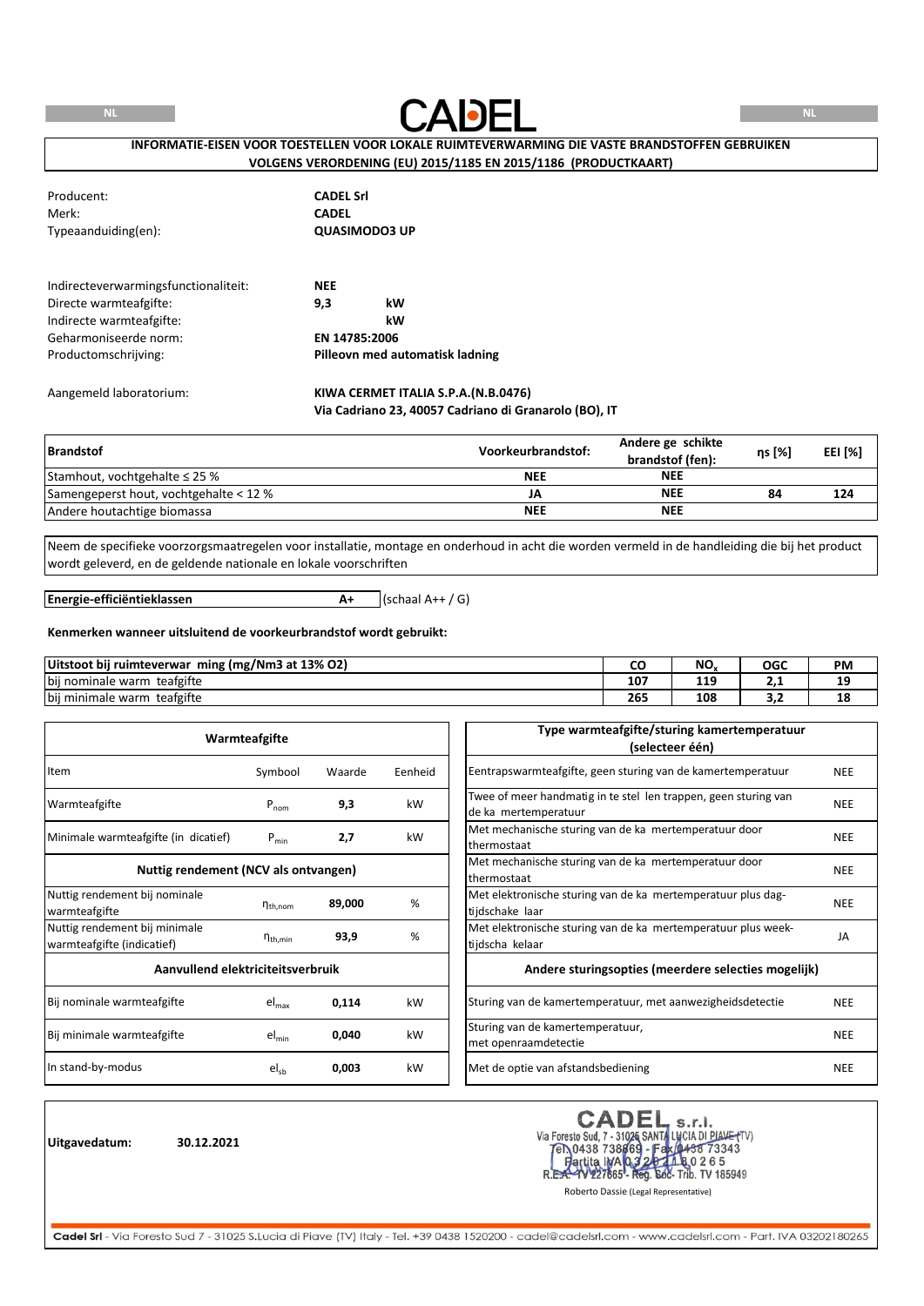NL CADEL NL

**INFORMATIE-EISEN VOOR TOESTELLEN VOOR LOKALE RUIMTEVERWARMING DIE VASTE BRANDSTOFFEN GEBRUIKEN VOLGENS VERORDENING (EU) 2015/1185 EN 2015/1186 (PRODUCTKAART)**

| | |
|---|---|
| Producent: | **CADEL Srl** |
| Merk: | **CADEL** |
| Typeaanduiding(en): | **QUASIMODO3 UP** |

| | | |
|---|---|---|
| Indirecteverwarmingsfunctionaliteit: | **NEE** | |
| Directe warmteafgifte: | **9,3** | **kW** |
| Indirecte warmteafgifte: | | **kW** |
| Geharmoniseerde norm: | **EN 14785:2006** | |
| Productomschrijving: | **Pilleovn med automatisk ladning** | |

Aangemeld laboratorium: **KIWA CERMET ITALIA S.P.A.(N.B.0476)**
**Via Cadriano 23, 40057 Cadriano di Granarolo (BO), IT**

| Brandstof | Voorkeurbrandstof: | Andere ge schikte brandstof (fen): | ηs [%] | EEI [%] |
|---|---|---|---|---|
| Stamhout, vochtgehalte ≤ 25 % | NEE | NEE | | |
| Samengeperst hout, vochtgehalte < 12 % | JA | NEE | 84 | 124 |
| Andere houtachtige biomassa | NEE | NEE | | |

Neem de specifieke voorzorgsmaatregelen voor installatie, montage en onderhoud in acht die worden vermeld in de handleiding die bij het product wordt geleverd, en de geldende nationale en lokale voorschriften

| **Energie-efficiëntieklassen** | **A+** | (schaal A++ / G) |
|---|---|---|

**Kenmerken wanneer uitsluitend de voorkeurbrandstof wordt gebruikt:**

| Uitstoot bij ruimteverwar ming (mg/Nm3 at 13% O2) | CO | $NO_x$ | OGC | PM |
|---|---|---|---|---|
| bij nominale warm teafgifte | 107 | 119 | 2,1 | 19 |
| bij minimale warm teafgifte | 265 | 108 | 3,2 | 18 |

| Warmteafgifte | | | |
|---|---|---|---|
| Item | Symbool | Waarde | Eenheid |
| Warmteafgifte | $P_{nom}$ | **9,3** | kW |
| Minimale warmteafgifte (in dicatief) | $P_{min}$ | **2,7** | kW |
| **Nuttig rendement (NCV als ontvangen)** | | | |
| Nuttig rendement bij nominale warmteafgifte | $\eta_{th,nom}$ | **89,000** | % |
| Nuttig rendement bij minimale warmteafgifte (indicatief) | $\eta_{th,min}$ | **93,9** | % |
| **Aanvullend elektriciteitsverbruik** | | | |
| Bij nominale warmteafgifte | $el_{max}$ | **0,114** | kW |
| Bij minimale warmteafgifte | $el_{min}$ | **0,040** | kW |
| In stand-by-modus | $el_{sb}$ | **0,003** | kW |

| Type warmteafgifte/sturing kamertemperatuur (selecteer één) | |
|---|---|
| Eentrapswarmteafgifte, geen sturing van de kamertemperatuur | NEE |
| Twee of meer handmatig in te stel len trappen, geen sturing van de ka mertemperatuur | NEE |
| Met mechanische sturing van de ka mertemperatuur door thermostaat | NEE |
| Met mechanische sturing van de ka mertemperatuur door thermostaat | NEE |
| Met elektronische sturing van de ka mertemperatuur plus dag-tijdschake laar | NEE |
| Met elektronische sturing van de ka mertemperatuur plus week-tijdscha kelaar | JA |
| **Andere sturingsopties (meerdere selecties mogelijk)** | |
| Sturing van de kamertemperatuur, met aanwezigheidsdetectie | NEE |
| Sturing van de kamertemperatuur, met openraamdetectie | NEE |
| Met de optie van afstandsbediening | NEE |

**Uitgavedatum:** **30.12.2021**

CADEL s.r.l.
Via Foresto Sud, 7 - 31025 SANTA LUCIA DI PIAVE (TV)
Tel. 0438 738669 - Fax 0438 73343
Partita IVA 03202180265
R.E.A. TV 227665 - Reg. Soc. Trib. TV 185949
Roberto Dassie (Legal Representative)

**Cadel Srl** - Via Foresto Sud 7 - 31025 S.Lucia di Piave (TV) Italy - Tel. +39 0438 1520200 - cadel@cadelsrl.com - www.cadelsrl.com - Part. IVA 03202180265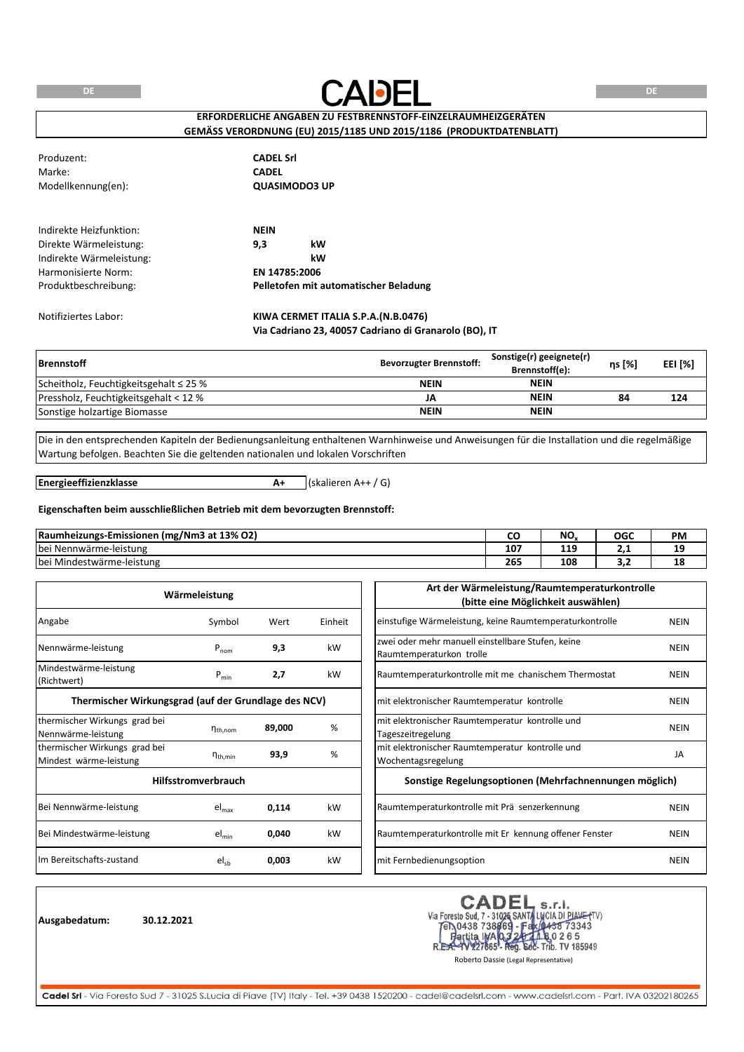DE

# CADEL

DE

## ERFORDERLICHE ANGABEN ZU FESTBRENNSTOFF-EINZELRAUMHEIZGERÄTEN GEMÄSS VERORDNUNG (EU) 2015/1185 UND 2015/1186 (PRODUKTDATENBLATT)

| | |
|---|---|
| Produzent: | **CADEL Srl** |
| Marke: | **CADEL** |
| Modellkennung(en): | **QUASIMODO3 UP** |

| | | |
|---|---|---|
| Indirekte Heizfunktion: | **NEIN** | |
| Direkte Wärmeleistung: | **9,3** | **kW** |
| Indirekte Wärmeleistung: | | **kW** |
| Harmonisierte Norm: | **EN 14785:2006** | |
| Produktbeschreibung: | **Pelletofen mit automatischer Beladung** | |

Notifiziertes Labor: **KIWA CERMET ITALIA S.P.A.(N.B.0476)**
**Via Cadriano 23, 40057 Cadriano di Granarolo (BO), IT**

| **Brennstoff** | **Bevorzugter Brennstoff:** | **Sonstige(r) geeignete(r) Brennstoff(e):** | **ηs [%]** | **EEI [%]** |
|---|---|---|---|---|
| Scheitholz, Feuchtigkeitsgehalt ≤ 25 % | **NEIN** | **NEIN** | | |
| Pressholz, Feuchtigkeitsgehalt < 12 % | **JA** | **NEIN** | **84** | **124** |
| Sonstige holzartige Biomasse | **NEIN** | **NEIN** | | |

Die in den entsprechenden Kapiteln der Bedienungsanleitung enthaltenen Warnhinweise und Anweisungen für die Installation und die regelmäßige Wartung befolgen. Beachten Sie die geltenden nationalen und lokalen Vorschriften

| **Energieeffizienzklasse** | **A+** | (skalieren A++ / G) |
|---|---|---|

**Eigenschaften beim ausschließlichen Betrieb mit dem bevorzugten Brennstoff:**

| **Raumheizungs-Emissionen (mg/Nm3 at 13% O2)** | **CO** | **$NO_x$** | **OGC** | **PM** |
|---|---|---|---|---|
| bei Nennwärme-leistung | **107** | **119** | **2,1** | **19** |
| bei Mindestwärme-leistung | **265** | **108** | **3,2** | **18** |

| **Wärmeleistung** | | | |
|---|---|---|---|
| Angabe | Symbol | Wert | Einheit |
| Nennwärme-leistung | $P_{nom}$ | **9,3** | kW |
| Mindestwärme-leistung (Richtwert) | $P_{min}$ | **2,7** | kW |
| **Thermischer Wirkungsgrad (auf der Grundlage des NCV)** | | | |
| thermischer Wirkungs grad bei Nennwärme-leistung | $\eta_{th,nom}$ | **89,000** | % |
| thermischer Wirkungs grad bei Mindest wärme-leistung | $\eta_{th,min}$ | **93,9** | % |
| **Hilfsstromverbrauch** | | | |
| Bei Nennwärme-leistung | $el_{max}$ | **0,114** | kW |
| Bei Mindestwärme-leistung | $el_{min}$ | **0,040** | kW |
| Im Bereitschafts-zustand | $el_{sb}$ | **0,003** | kW |

| **Art der Wärmeleistung/Raumtemperaturkontrolle (bitte eine Möglichkeit auswählen)** | |
|---|---|
| einstufige Wärmeleistung, keine Raumtemperaturkontrolle | NEIN |
| zwei oder mehr manuell einstellbare Stufen, keine Raumtemperaturkon trolle | NEIN |
| Raumtemperaturkontrolle mit me chanischem Thermostat | NEIN |
| mit elektronischer Raumtemperatur kontrolle | NEIN |
| mit elektronischer Raumtemperatur kontrolle und Tageszeitregelung | NEIN |
| mit elektronischer Raumtemperatur kontrolle und Wochentagsregelung | JA |
| **Sonstige Regelungsoptionen (Mehrfachnennungen möglich)** | |
| Raumtemperaturkontrolle mit Prä senzerkennung | NEIN |
| Raumtemperaturkontrolle mit Er kennung offener Fenster | NEIN |
| mit Fernbedienungsoption | NEIN |

**Ausgabedatum:** **30.12.2021**

CADEL s.r.l.
Via Foresto Sud, 7 - 31025 SANTA LUCIA DI PIAVE (TV)
Tel. 0438 738669 - Fax 0438 73343
Partita IVA 03202180265
R.E.A. TV 227665 - Reg. Soc. Trib. TV 185949
Roberto Dassie (Legal Representative)

**Cadel Srl** - Via Foresto Sud 7 - 31025 S.Lucia di Piave (TV) Italy - Tel. +39 0438 1520200 - cadel@cadelsrl.com - www.cadelsrl.com - Part. IVA 03202180265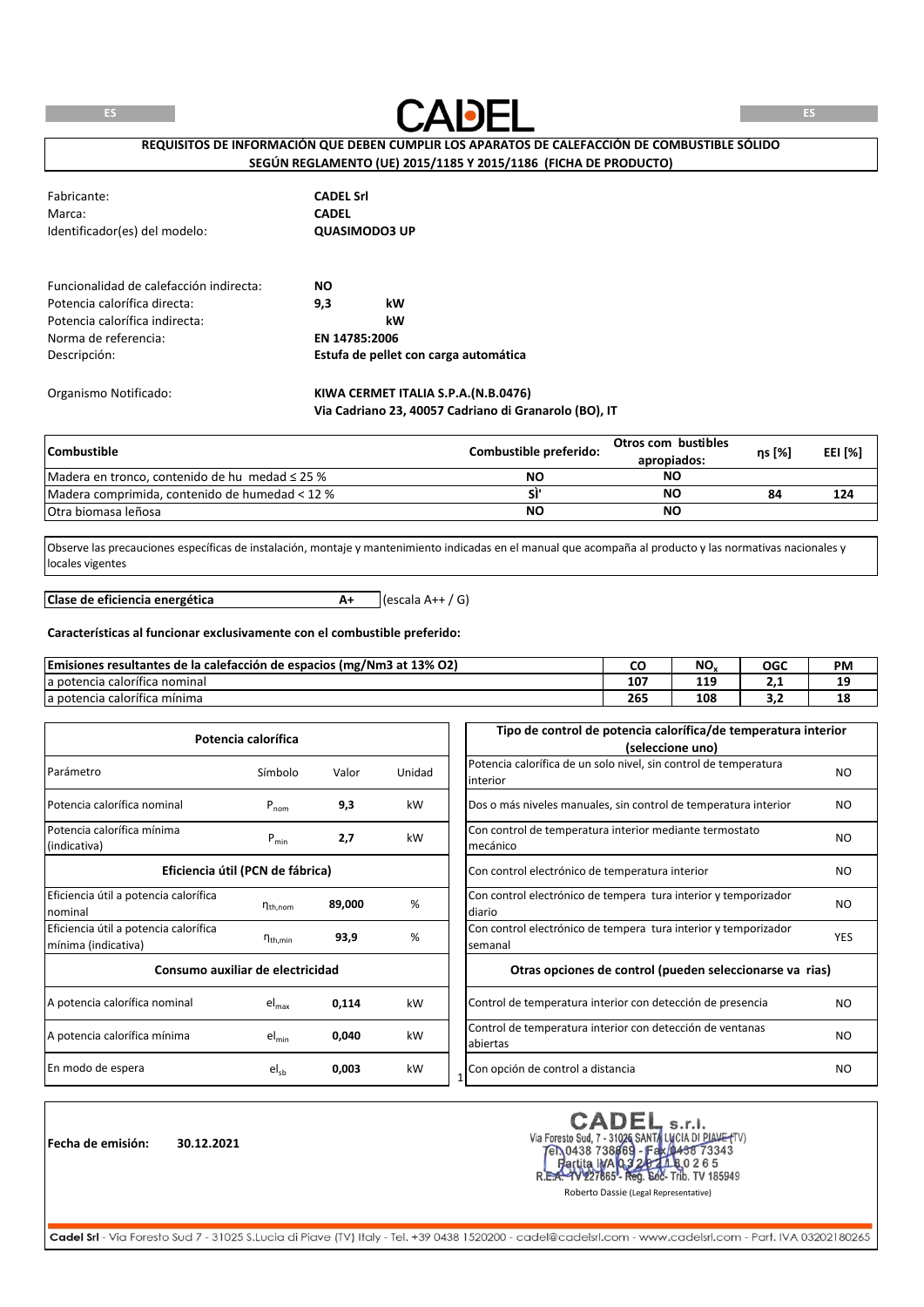ES

CADEL

ES

**REQUISITOS DE INFORMACIÓN QUE DEBEN CUMPLIR LOS APARATOS DE CALEFACCIÓN DE COMBUSTIBLE SÓLIDO SEGÚN REGLAMENTO (UE) 2015/1185 Y 2015/1186 (FICHA DE PRODUCTO)**

| | |
|---|---|
| Fabricante: | **CADEL Srl** |
| Marca: | **CADEL** |
| Identificador(es) del modelo: | **QUASIMODO3 UP** |

| | | |
|---|---|---|
| Funcionalidad de calefacción indirecta: | **NO** | |
| Potencia calorífica directa: | **9,3** | **kW** |
| Potencia calorífica indirecta: | | **kW** |
| Norma de referencia: | **EN 14785:2006** | |
| Descripción: | **Estufa de pellet con carga automática** | |

Organismo Notificado: **KIWA CERMET ITALIA S.P.A.(N.B.0476)**
**Via Cadriano 23, 40057 Cadriano di Granarolo (BO), IT**

| **Combustible** | **Combustible preferido:** | **Otros com bustibles apropiados:** | **ηs [%]** | **EEI [%]** |
|---|---|---|---|---|
| Madera en tronco, contenido de hu medad ≤ 25 % | **NO** | **NO** | | |
| Madera comprimida, contenido de humedad < 12 % | **SI'** | **NO** | **84** | **124** |
| Otra biomasa leñosa | **NO** | **NO** | | |

Observe las precauciones específicas de instalación, montaje y mantenimiento indicadas en el manual que acompaña al producto y las normativas nacionales y locales vigentes

| **Clase de eficiencia energética** | **A+** | (escala A++ / G) |
|---|---|---|

**Características al funcionar exclusivamente con el combustible preferido:**

| **Emisiones resultantes de la calefacción de espacios (mg/Nm3 at 13% O2)** | **CO** | **$NO_x$** | **OGC** | **PM** |
|---|---|---|---|---|
| a potencia calorífica nominal | **107** | **119** | **2,1** | **19** |
| a potencia calorífica mínima | **265** | **108** | **3,2** | **18** |

| **Potencia calorífica** | | | |
|---|---|---|---|
| Parámetro | Símbolo | Valor | Unidad |
| Potencia calorífica nominal | $P_{nom}$ | **9,3** | kW |
| Potencia calorífica mínima (indicativa) | $P_{min}$ | **2,7** | kW |
| **Eficiencia útil (PCN de fábrica)** | | | |
| Eficiencia útil a potencia calorífica nominal | $\eta_{th,nom}$ | **89,000** | % |
| Eficiencia útil a potencia calorífica mínima (indicativa) | $\eta_{th,min}$ | **93,9** | % |
| **Consumo auxiliar de electricidad** | | | |
| A potencia calorífica nominal | $el_{max}$ | **0,114** | kW |
| A potencia calorífica mínima | $el_{min}$ | **0,040** | kW |
| En modo de espera | $el_{sb}$ | **0,003** | kW |

| **Tipo de control de potencia calorífica/de temperatura interior (seleccione uno)** | |
|---|---|
| Potencia calorífica de un solo nivel, sin control de temperatura interior | NO |
| Dos o más niveles manuales, sin control de temperatura interior | NO |
| Con control de temperatura interior mediante termostato mecánico | NO |
| Con control electrónico de temperatura interior | NO |
| Con control electrónico de tempera tura interior y temporizador diario | NO |
| Con control electrónico de tempera tura interior y temporizador semanal | YES |
| **Otras opciones de control (pueden seleccionarse va rias)** | |
| Control de temperatura interior con detección de presencia | NO |
| Control de temperatura interior con detección de ventanas abiertas | NO |
| Con opción de control a distancia | NO |

**Fecha de emisión:** **30.12.2021**

CADEL s.r.l.
Via Foresto Sud, 7 - 31025 SANTA LUCIA DI PIAVE (TV)
Tel. 0438 738669 - Fax 0438 73343
Partita IVA 03202180265
R.E.A. TV 227665 - Reg. Soc. Trib. TV 185949
Roberto Dassie (Legal Representative)

**Cadel Srl** - Via Foresto Sud 7 - 31025 S.Lucia di Piave (TV) Italy - Tel. +39 0438 1520200 - cadel@cadelsrl.com - www.cadelsrl.com - Part. IVA 03202180265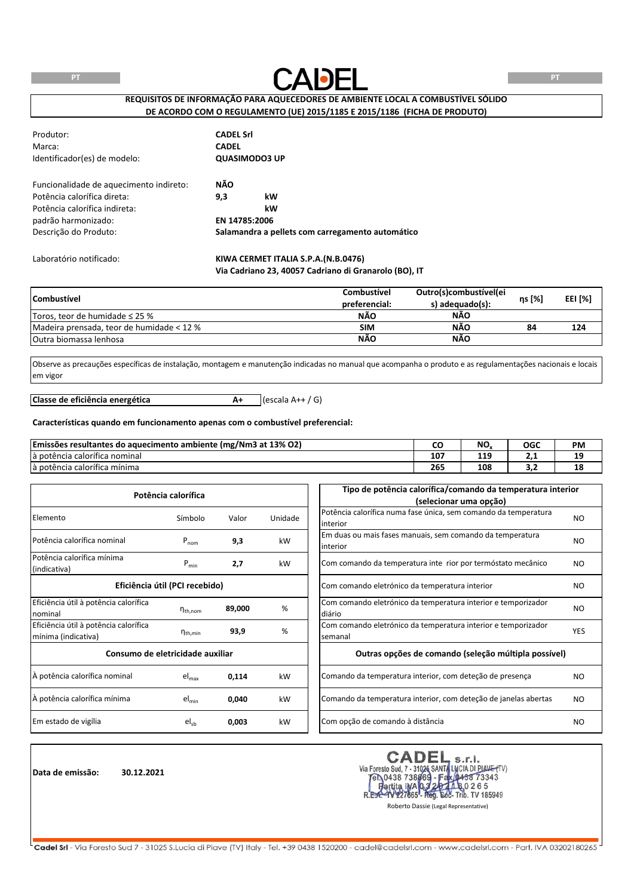# REQUISITOS DE INFORMAÇÃO PARA AQUECEDORES DE AMBIENTE LOCAL A COMBUSTÍVEL SÓLIDO DE ACORDO COM O REGULAMENTO (UE) 2015/1185 E 2015/1186 (FICHA DE PRODUTO)

| | | |
|---|---|---|
| Produtor: | **CADEL Srl** | |
| Marca: | **CADEL** | |
| Identificador(es) de modelo: | **QUASIMODO3 UP** | |
| Funcionalidade de aquecimento indireto: | **NÃO** | |
| Potência calorífica direta: | **9,3** | **kW** |
| Potência calorífica indireta: | | **kW** |
| padrão harmonizado: | **EN 14785:2006** | |
| Descrição do Produto: | **Salamandra a pellets com carregamento automático** | |
| Laboratório notificado: | **KIWA CERMET ITALIA S.P.A.(N.B.0476)**<br>**Via Cadriano 23, 40057 Cadriano di Granarolo (BO), IT** | |

| Combustível | Combustível preferencial: | Outro(s)combustível(eis) adequado(s): | ηs [%] | EEI [%] |
|---|---|---|---|---|
| Toros, teor de humidade ≤ 25 % | NÃO | NÃO | | |
| Madeira prensada, teor de humidade < 12 % | SIM | NÃO | 84 | 124 |
| Outra biomassa lenhosa | NÃO | NÃO | | |

Observe as precauções específicas de instalação, montagem e manutenção indicadas no manual que acompanha o produto e as regulamentações nacionais e locais em vigor

**Classe de eficiência energética** **A+** (escala A++ / G)

**Características quando em funcionamento apenas com o combustível preferencial:**

| Emissões resultantes do aquecimento ambiente (mg/Nm3 at 13% O2) | CO | $NO_x$ | OGC | PM |
|---|---|---|---|---|
| à potência calorífica nominal | 107 | 119 | 2,1 | 19 |
| à potência calorífica mínima | 265 | 108 | 3,2 | 18 |

| Potência calorífica | | | |
|---|---|---|---|
| Elemento | Símbolo | Valor | Unidade |
| Potência calorífica nominal | $P_{nom}$ | **9,3** | kW |
| Potência calorífica mínima (indicativa) | $P_{min}$ | **2,7** | kW |
| **Eficiência útil (PCI recebido)** | | | |
| Eficiência útil à potência calorífica nominal | $\eta_{th,nom}$ | **89,000** | % |
| Eficiência útil à potência calorífica mínima (indicativa) | $\eta_{th,min}$ | **93,9** | % |
| **Consumo de eletricidade auxiliar** | | | |
| À potência calorífica nominal | $el_{max}$ | **0,114** | kW |
| À potência calorífica mínima | $el_{min}$ | **0,040** | kW |
| Em estado de vigília | $el_{sb}$ | **0,003** | kW |

| Tipo de potência calorífica/comando da temperatura interior (selecionar uma opção) | |
|---|---|
| Potência calorífica numa fase única, sem comando da temperatura interior | NO |
| Em duas ou mais fases manuais, sem comando da temperatura interior | NO |
| Com comando da temperatura inte rior por termóstato mecânico | NO |
| Com comando eletrónico da temperatura interior | NO |
| Com comando eletrónico da temperatura interior e temporizador diário | NO |
| Com comando eletrónico da temperatura interior e temporizador semanal | YES |
| **Outras opções de comando (seleção múltipla possível)** | |
| Comando da temperatura interior, com deteção de presença | NO |
| Comando da temperatura interior, com deteção de janelas abertas | NO |
| Com opção de comando à distância | NO |

**Data de emissão:** **30.12.2021**

CADEL s.r.l.
Via Foresto Sud, 7 - 31025 SANTA LUCIA DI PIAVE (TV)
Tel. 0438 738669 - Fax 0438 73343
Partita IVA 03202180265
R.E.A. TV 227665 - Reg. Soc. Trib. TV 185949

Roberto Dassie (Legal Representative)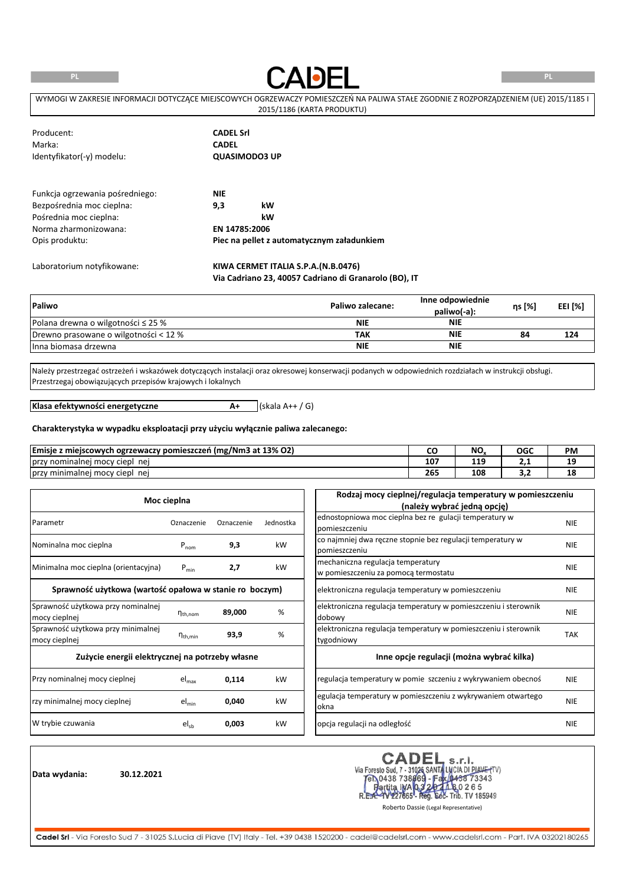PL

CADEL

PL

WYMOGI W ZAKRESIE INFORMACJI DOTYCZĄCE MIEJSCOWYCH OGRZEWACZY POMIESZCZEŃ NA PALIWA STAŁE ZGODNIE Z ROZPORZĄDZENIEM (UE) 2015/1185 I 2015/1186 (KARTA PRODUKTU)

| | |
|---|---|
| Producent: | **CADEL Srl** |
| Marka: | **CADEL** |
| Identyfikator(-y) modelu: | **QUASIMODO3 UP** |

| | | |
|---|---|---|
| Funkcja ogrzewania pośredniego: | **NIE** | |
| Bezpośrednia moc cieplna: | **9,3** | **kW** |
| Pośrednia moc cieplna: | | **kW** |
| Norma zharmonizowana: | **EN 14785:2006** | |
| Opis produktu: | **Piec na pellet z automatycznym załadunkiem** | |

Laboratorium notyfikowane: **KIWA CERMET ITALIA S.P.A.(N.B.0476)**
**Via Cadriano 23, 40057 Cadriano di Granarolo (BO), IT**

| **Paliwo** | **Paliwo zalecane:** | **Inne odpowiednie paliwo(-a):** | **ηs [%]** | **EEI [%]** |
|---|---|---|---|---|
| Polana drewna o wilgotności ≤ 25 % | **NIE** | **NIE** | | |
| Drewno prasowane o wilgotności < 12 % | **TAK** | **NIE** | **84** | **124** |
| Inna biomasa drzewna | **NIE** | **NIE** | | |

Należy przestrzegać ostrzeżeń i wskazówek dotyczących instalacji oraz okresowej konserwacji podanych w odpowiednich rozdziałach w instrukcji obsługi. Przestrzegaj obowiązujących przepisów krajowych i lokalnych

| **Klasa efektywności energetyczne** | **A+** | (skala A++ / G) |
|---|---|---|

**Charakterystyka w wypadku eksploatacji przy użyciu wyłącznie paliwa zalecanego:**

| **Emisje z miejscowych ogrzewaczy pomieszczeń (mg/Nm3 at 13% O2)** | **CO** | **$NO_x$** | **OGC** | **PM** |
|---|---|---|---|---|
| przy nominalnej mocy ciepl nej | **107** | **119** | **2,1** | **19** |
| przy minimalnej mocy ciepl nej | **265** | **108** | **3,2** | **18** |

| **Moc cieplna** | | | |
|---|---|---|---|
| Parametr | Oznaczenie | Oznaczenie | Jednostka |
| Nominalna moc cieplna | $P_{nom}$ | **9,3** | kW |
| Minimalna moc cieplna (orientacyjna) | $P_{min}$ | **2,7** | kW |
| **Sprawność użytkowa (wartość opałowa w stanie ro boczym)** | | | |
| Sprawność użytkowa przy nominalnej mocy cieplnej | $\eta_{th,nom}$ | **89,000** | % |
| Sprawność użytkowa przy minimalnej mocy cieplnej | $\eta_{th,min}$ | **93,9** | % |
| **Zużycie energii elektrycznej na potrzeby własne** | | | |
| Przy nominalnej mocy cieplnej | $el_{max}$ | **0,114** | kW |
| rzy minimalnej mocy cieplnej | $el_{min}$ | **0,040** | kW |
| W trybie czuwania | $el_{sb}$ | **0,003** | kW |

| **Rodzaj mocy cieplnej/regulacja temperatury w pomieszczeniu (należy wybrać jedną opcję)** | |
|---|---|
| ednostopniowa moc cieplna bez re gulacji temperatury w pomieszczeniu | NIE |
| co najmniej dwa ręczne stopnie bez regulacji temperatury w pomieszczeniu | NIE |
| mechaniczna regulacja temperatury w pomieszczeniu za pomocą termostatu | NIE |
| elektroniczna regulacja temperatury w pomieszczeniu | NIE |
| elektroniczna regulacja temperatury w pomieszczeniu i sterownik dobowy | NIE |
| elektroniczna regulacja temperatury w pomieszczeniu i sterownik tygodniowy | TAK |
| **Inne opcje regulacji (można wybrać kilka)** | |
| regulacja temperatury w pomie szczeniu z wykrywaniem obecnoś | NIE |
| egulacja temperatury w pomieszczeniu z wykrywaniem otwartego okna | NIE |
| opcja regulacji na odległość | NIE |

**Data wydania:** **30.12.2021**

CADEL s.r.l.
Via Foresto Sud, 7 - 31025 SANTA LUCIA DI PIAVE (TV)
Tel. 0438 738669 - Fax 0438 73343
Partita IVA 03202180265
R.E.A. TV 227865 - Reg. Soc. Trib. TV 185949

Roberto Dassie (Legal Representative)

**Cadel Srl** - Via Foresto Sud 7 - 31025 S.Lucia di Piave (TV) Italy - Tel. +39 0438 1520200 - cadel@cadelsrl.com - www.cadelsrl.com - Part. IVA 03202180265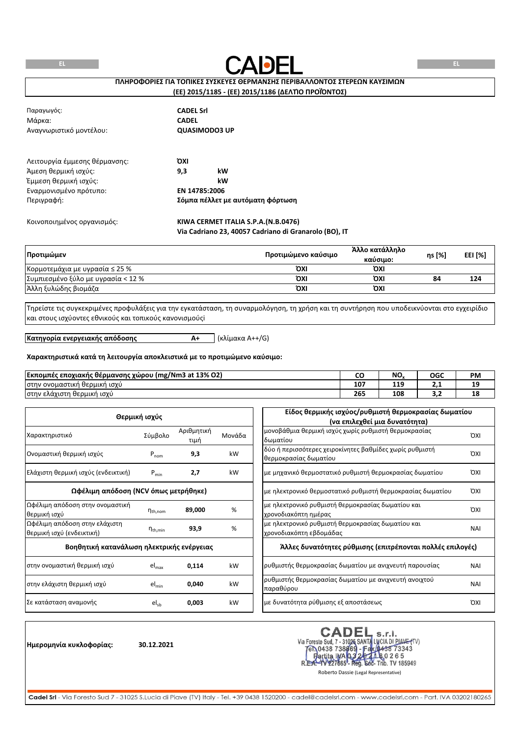# CADEL

## ΠΛΗΡΟΦΟΡΙΕΣ ΓΙΑ ΤΟΠΙΚΕΣ ΣΥΣΚΕΥΕΣ ΘΕΡΜΑΝΣΗΣ ΠΕΡΙΒΑΛΛΟΝΤΟΣ ΣΤΕΡΕΩΝ ΚΑΥΣΙΜΩΝ (ΕΕ) 2015/1185 - (ΕΕ) 2015/1186 (ΔΕΛΤΙΟ ΠΡΟΪΟΝΤΟΣ)

| | |
|---|---|
| Παραγωγός: | **CADEL Srl** |
| Μάρκα: | **CADEL** |
| Αναγνωριστικό μοντέλου: | **QUASIMODO3 UP** |

| | | |
|---|---|---|
| Λειτουργία έμμεσης θέρμανσης: | **ΌΧΙ** | |
| Άμεση θερμική ισχύς: | **9,3** | **kW** |
| Έμμεση θερμική ισχύς: | | **kW** |
| Εναρμονισμένο πρότυπο: | **EN 14785:2006** | |
| Περιγραφή: | **Σόμπα πέλλετ με αυτόματη φόρτωση** | |

Κοινοποιημένος οργανισμός: **KIWA CERMET ITALIA S.P.A.(N.B.0476)**
**Via Cadriano 23, 40057 Cadriano di Granarolo (BO), IT**

| **Προτιμώμεν** | **Προτιμώμενο καύσιμο** | **Άλλο κατάλληλο καύσιμο:** | **ηs [%]** | **EEI [%]** |
|---|---|---|---|---|
| Κορμοτεμάχια με υγρασία ≤ 25 % | **ΌΧΙ** | **ΌΧΙ** | | |
| Συμπιεσμένο ξύλο με υγρασία < 12 % | **ΌΧΙ** | **ΌΧΙ** | **84** | **124** |
| Άλλη ξυλώδης βιομάζα | **ΌΧΙ** | **ΌΧΙ** | | |

Τηρείστε τις συγκεκριμένες προφυλάξεις για την εγκατάσταση, τη συναρμολόγηση, τη χρήση και τη συντήρηση που υποδεικνύονται στο εγχειρίδιο και στους ισχύοντες εθνικούς και τοπικούς κανονισμούςί

**Κατηγορία ενεργειακής απόδοσης** **A+** (κλίμακα A++/G)

**Χαρακτηριστικά κατά τη λειτουργία αποκλειστικά με το προτιμώμενο καύσιμο:**

| **Εκπομπές εποχιακής θέρμανσης χώρου (mg/Nm3 at 13% O2)** | **CO** | **$NO_x$** | **OGC** | **PM** |
|---|---|---|---|---|
| στην ονομαστική θερμική ισχύ | **107** | **119** | **2,1** | **19** |
| στην ελάχιστη θερμική ισχύ | **265** | **108** | **3,2** | **18** |

| **Θερμική ισχύς** | | | |
|---|---|---|---|
| Χαρακτηριστικό | Σύμβολο | Αριθμητική τιμή | Μονάδα |
| Ονομαστική θερμική ισχύς | $P_{nom}$ | **9,3** | kW |
| Ελάχιστη θερμική ισχύς (ενδεικτική) | $P_{min}$ | **2,7** | kW |
| **Ωφέλιμη απόδοση (NCV όπως μετρήθηκε)** | | | |
| Ωφέλιμη απόδοση στην ονομαστική θερμική ισχύ | $\eta_{th,nom}$ | **89,000** | % |
| Ωφέλιμη απόδοση στην ελάχιστη θερμική ισχύ (ενδεικτική) | $\eta_{th,min}$ | **93,9** | % |
| **Βοηθητική κατανάλωση ηλεκτρικής ενέργειας** | | | |
| στην ονομαστική θερμική ισχύ | $el_{max}$ | **0,114** | kW |
| στην ελάχιστη θερμική ισχύ | $el_{min}$ | **0,040** | kW |
| Σε κατάσταση αναμονής | $el_{sb}$ | **0,003** | kW |

| **Είδος θερμικής ισχύος/ρυθμιστή θερμοκρασίας δωματίου (να επιλεχθεί μια δυνατότητα)** | |
|---|---|
| μονοβάθμια θερμική ισχύς χωρίς ρυθμιστή θερμοκρασίας δωματίου | ΌΧΙ |
| δύο ή περισσότερες χειροκίνητες βαθμίδες χωρίς ρυθμιστή θερμοκρασίας δωματίου | ΌΧΙ |
| με μηχανικό θερμοστατικό ρυθμιστή θερμοκρασίας δωματίου | ΌΧΙ |
| με ηλεκτρονικό θερμοστατικό ρυθμιστή θερμοκρασίας δωματίου | ΌΧΙ |
| με ηλεκτρονικό ρυθμιστή θερμοκρασίας δωματίου και χρονοδιακόπτη ημέρας | ΌΧΙ |
| με ηλεκτρονικό ρυθμιστή θερμοκρασίας δωματίου και χρονοδιακόπτη εβδομάδας | ΝΑΙ |
| **Άλλες δυνατότητες ρύθμισης (επιτρέπονται πολλές επιλογές)** | |
| ρυθμιστής θερμοκρασίας δωματίου με ανιχνευτή παρουσίας | ΝΑΙ |
| ρυθμιστής θερμοκρασίας δωματίου με ανιχνευτή ανοιχτού παραθύρου | ΝΑΙ |
| με δυνατότητα ρύθμισης εξ αποστάσεως | ΌΧΙ |

**Ημερομηνία κυκλοφορίας:** **30.12.2021**

CADEL s.r.l.
Via Foresto Sud, 7 - 31025 SANTA LUCIA DI PIAVE (TV)
Tel. 0438 738669 - Fax 0438 73343
Partita IVA 03202180265
R.E.A. TV 227665 - Reg. Soc. Trib. TV 185949

Roberto Dassie (Legal Representative)

**Cadel Srl** - Via Foresto Sud 7 - 31025 S.Lucia di Piave (TV) Italy - Tel. +39 0438 1520200 - cadel@cadelsrl.com - www.cadelsrl.com - Part. IVA 03202180265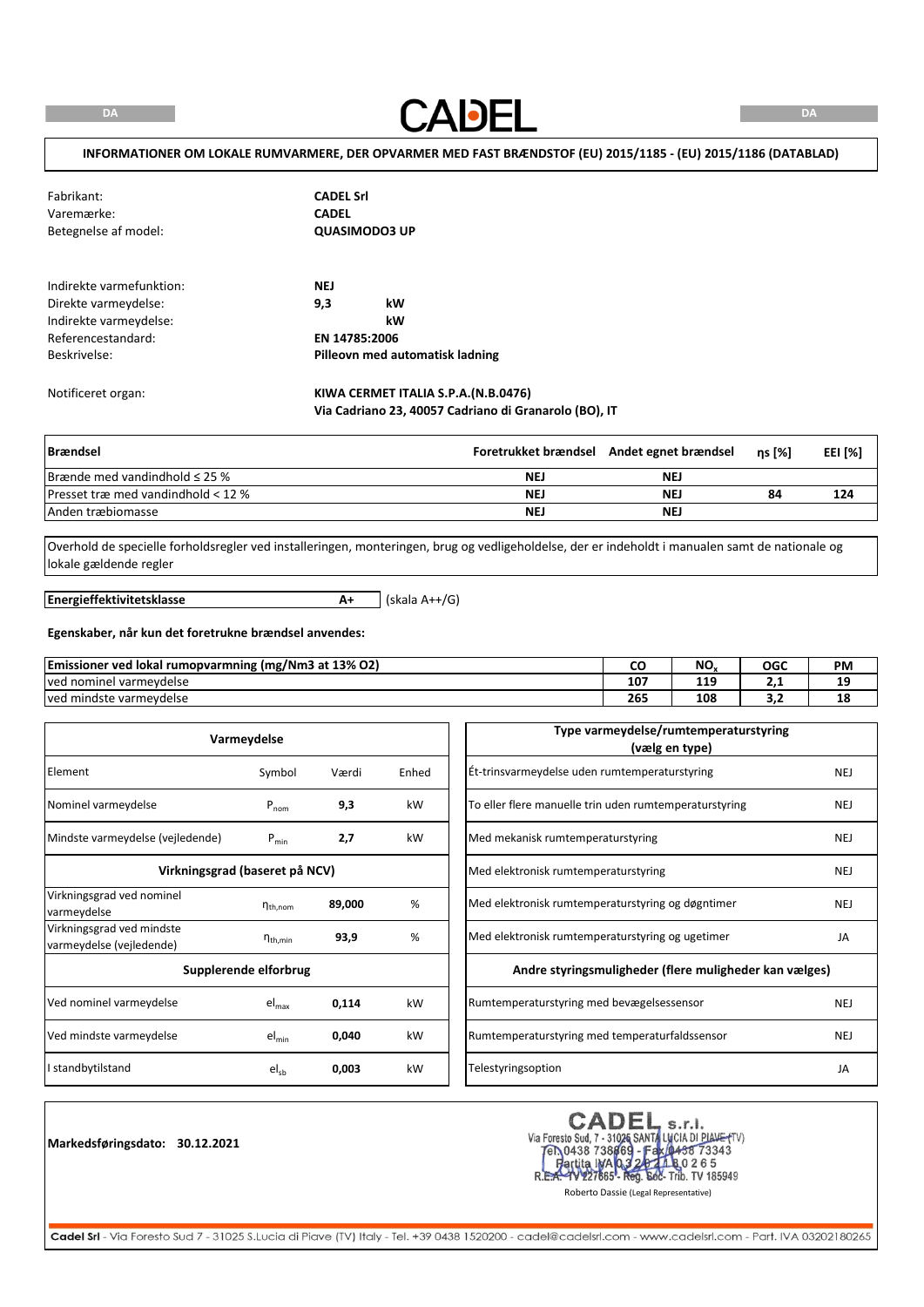# CADEL

DA

**INFORMATIONER OM LOKALE RUMVARMERE, DER OPVARMER MED FAST BRÆNDSTOF (EU) 2015/1185 - (EU) 2015/1186 (DATABLAD)**

| | |
|---|---|
| Fabrikant: | **CADEL Srl** |
| Varemærke: | **CADEL** |
| Betegnelse af model: | **QUASIMODO3 UP** |

| | | |
|---|---|---|
| Indirekte varmefunktion: | **NEJ** | |
| Direkte varmeydelse: | **9,3** | **kW** |
| Indirekte varmeydelse: | | **kW** |
| Referencestandard: | **EN 14785:2006** | |
| Beskrivelse: | **Pilleovn med automatisk ladning** | |

Notificeret organ: **KIWA CERMET ITALIA S.P.A.(N.B.0476)**
**Via Cadriano 23, 40057 Cadriano di Granarolo (BO), IT**

| Brændsel | Foretrukket brændsel | Andet egnet brændsel | ηs [%] | EEI [%] |
|---|---|---|---|---|
| Brænde med vandindhold ≤ 25 % | NEJ | NEJ | | |
| Presset træ med vandindhold < 12 % | NEJ | NEJ | 84 | 124 |
| Anden træbiomasse | NEJ | NEJ | | |

Overhold de specielle forholdsregler ved installeringen, monteringen, brug og vedligeholdelse, der er indeholdt i manualen samt de nationale og lokale gældende regler

**Energieffektivitetsklasse** **A+** (skala A++/G)

**Egenskaber, når kun det foretrukne brændsel anvendes:**

| Emissioner ved lokal rumopvarmning (mg/Nm3 at 13% O2) | CO | $NO_x$ | OGC | PM |
|---|---|---|---|---|
| ved nominel varmeydelse | 107 | 119 | 2,1 | 19 |
| ved mindste varmeydelse | 265 | 108 | 3,2 | 18 |

| Varmeydelse | | | |
|---|---|---|---|
| Element | Symbol | Værdi | Enhed |
| Nominel varmeydelse | $P_{nom}$ | **9,3** | kW |
| Mindste varmeydelse (vejledende) | $P_{min}$ | **2,7** | kW |
| **Virkningsgrad (baseret på NCV)** | | | |
| Virkningsgrad ved nominel varmeydelse | $\eta_{th,nom}$ | **89,000** | % |
| Virkningsgrad ved mindste varmeydelse (vejledende) | $\eta_{th,min}$ | **93,9** | % |
| **Supplerende elforbrug** | | | |
| Ved nominel varmeydelse | $el_{max}$ | **0,114** | kW |
| Ved mindste varmeydelse | $el_{min}$ | **0,040** | kW |
| I standbytilstand | $el_{sb}$ | **0,003** | kW |

| Type varmeydelse/rumtemperaturstyring (vælg en type) | |
|---|---|
| Ét-trinsvarmeydelse uden rumtemperaturstyring | NEJ |
| To eller flere manuelle trin uden rumtemperaturstyring | NEJ |
| Med mekanisk rumtemperaturstyring | NEJ |
| Med elektronisk rumtemperaturstyring | NEJ |
| Med elektronisk rumtemperaturstyring og døgntimer | NEJ |
| Med elektronisk rumtemperaturstyring og ugetimer | JA |
| **Andre styringsmuligheder (flere muligheder kan vælges)** | |
| Rumtemperaturstyring med bevægelsessensor | NEJ |
| Rumtemperaturstyring med temperaturfaldssensor | NEJ |
| Telestyringsoption | JA |

**Markedsføringsdato: 30.12.2021**

CADEL s.r.l.
Via Foresto Sud, 7 - 31025 SANTA LUCIA DI PIAVE (TV)
Tel. 0438 738669 - Fax 0438 73343
Partita IVA 03202180265
R.E.A. TV 227665 - Reg. Soc. Trib. TV 185949
Roberto Dassie (Legal Representative)

**Cadel Srl** - Via Foresto Sud 7 - 31025 S.Lucia di Piave (TV) Italy - Tel. +39 0438 1520200 - cadel@cadelsrl.com - www.cadelsrl.com - Part. IVA 03202180265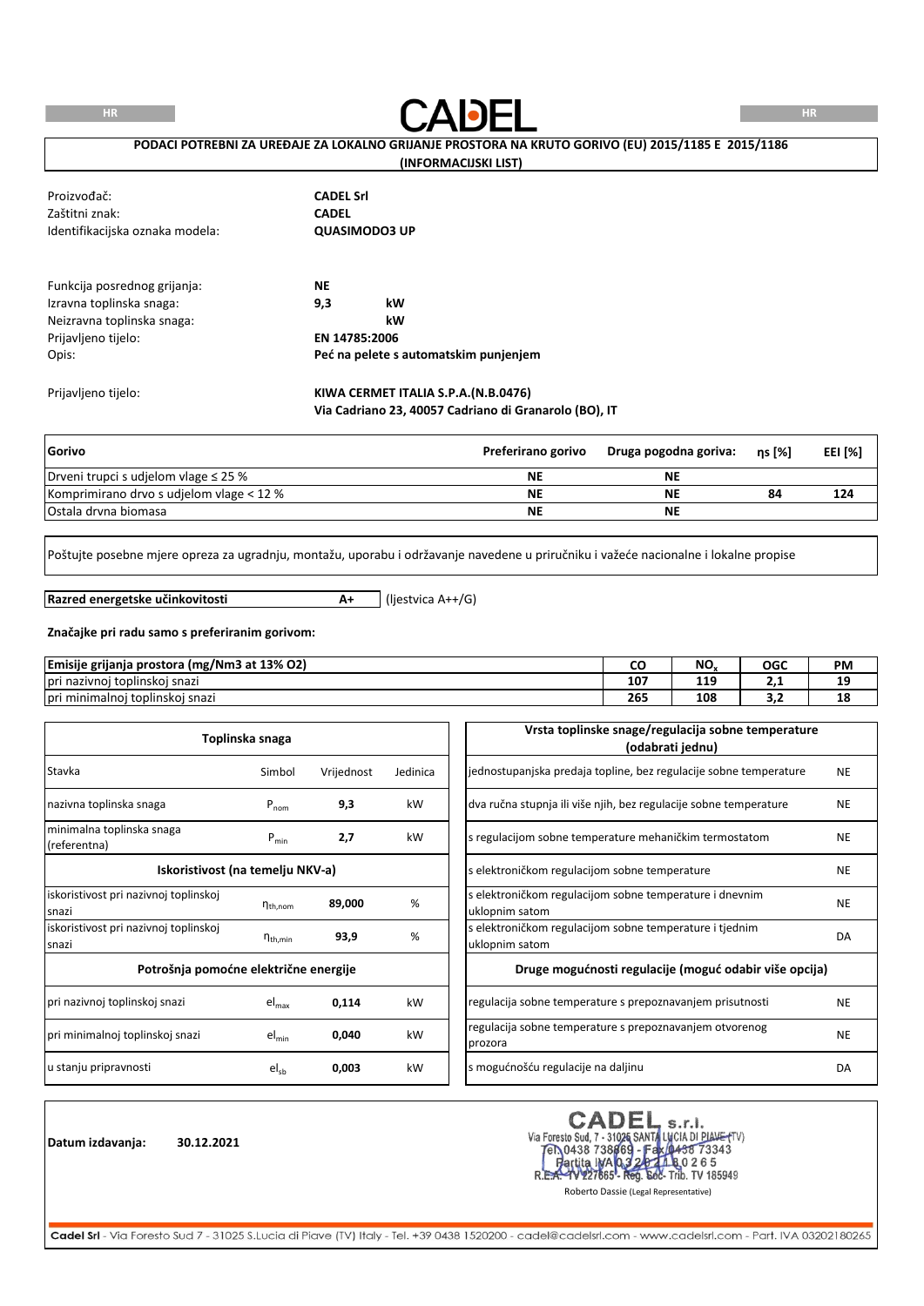CADEL

**PODACI POTREBNI ZA UREĐAJE ZA LOKALNO GRIJANJE PROSTORA NA KRUTO GORIVO (EU) 2015/1185 E 2015/1186**
**(INFORMACIJSKI LIST)**

| | |
|---|---|
| Proizvođač: | **CADEL Srl** |
| Zaštitni znak: | **CADEL** |
| Identifikacijska oznaka modela: | **QUASIMODO3 UP** |

| | | |
|---|---|---|
| Funkcija posrednog grijanja: | **NE** | |
| Izravna toplinska snaga: | **9,3** | **kW** |
| Neizravna toplinska snaga: | | **kW** |
| Prijavljeno tijelo: | **EN 14785:2006** | |
| Opis: | **Peć na pelete s automatskim punjenjem** | |

Prijavljeno tijelo: **KIWA CERMET ITALIA S.P.A.(N.B.0476)**
**Via Cadriano 23, 40057 Cadriano di Granarolo (BO), IT**

| Gorivo | Preferirano gorivo | Druga pogodna goriva: | ηs [%] | EEI [%] |
|---|---|---|---|---|
| Drveni trupci s udjelom vlage ≤ 25 % | NE | NE | | |
| Komprimirano drvo s udjelom vlage < 12 % | NE | NE | 84 | 124 |
| Ostala drvna biomasa | NE | NE | | |

Poštujte posebne mjere opreza za ugradnju, montažu, uporabu i održavanje navedene u priručniku i važeće nacionalne i lokalne propise

**Razred energetske učinkovitosti** **A+** (ljestvica A++/G)

**Značajke pri radu samo s preferiranim gorivom:**

| Emisije grijanja prostora (mg/Nm3 at 13% O2) | CO | $NO_x$ | OGC | PM |
|---|---|---|---|---|
| pri nazivnoj toplinskoj snazi | 107 | 119 | 2,1 | 19 |
| pri minimalnoj toplinskoj snazi | 265 | 108 | 3,2 | 18 |

| Toplinska snaga | | | |
|---|---|---|---|
| Stavka | Simbol | Vrijednost | Jedinica |
| nazivna toplinska snaga | $P_{nom}$ | **9,3** | kW |
| minimalna toplinska snaga (referentna) | $P_{min}$ | **2,7** | kW |
| **Iskoristivost (na temelju NKV-a)** | | | |
| iskoristivost pri nazivnoj toplinskoj snazi | $\eta_{th,nom}$ | **89,000** | % |
| iskoristivost pri nazivnoj toplinskoj snazi | $\eta_{th,min}$ | **93,9** | % |
| **Potrošnja pomoćne električne energije** | | | |
| pri nazivnoj toplinskoj snazi | $el_{max}$ | **0,114** | kW |
| pri minimalnoj toplinskoj snazi | $el_{min}$ | **0,040** | kW |
| u stanju pripravnosti | $el_{sb}$ | **0,003** | kW |

| Vrsta toplinske snage/regulacija sobne temperature (odabrati jednu) | |
|---|---|
| jednostupanjska predaja topline, bez regulacije sobne temperature | NE |
| dva ručna stupnja ili više njih, bez regulacije sobne temperature | NE |
| s regulacijom sobne temperature mehaničkim termostatom | NE |
| s elektroničkom regulacijom sobne temperature | NE |
| s elektroničkom regulacijom sobne temperature i dnevnim uklopnim satom | NE |
| s elektroničkom regulacijom sobne temperature i tjednim uklopnim satom | DA |
| **Druge mogućnosti regulacije (moguć odabir više opcija)** | |
| regulacija sobne temperature s prepoznavanjem prisutnosti | NE |
| regulacija sobne temperature s prepoznavanjem otvorenog prozora | NE |
| s mogućnošću regulacije na daljinu | DA |

**Datum izdavanja:** 30.12.2021

CADEL s.r.l.
Via Foresto Sud, 7 - 31025 SANTA LUCIA DI PIAVE (TV)
Tel. 0438 738669 - Fax 0438 73343
Partita IVA 03202180265
R.E.A. TV 227665 - Reg. Soc. Trib. TV 185949
Roberto Dassie (Legal Representative)

**Cadel Srl** - Via Foresto Sud 7 - 31025 S.Lucia di Piave (TV) Italy - Tel. +39 0438 1520200 - cadel@cadelsrl.com - www.cadelsrl.com - Part. IVA 03202180265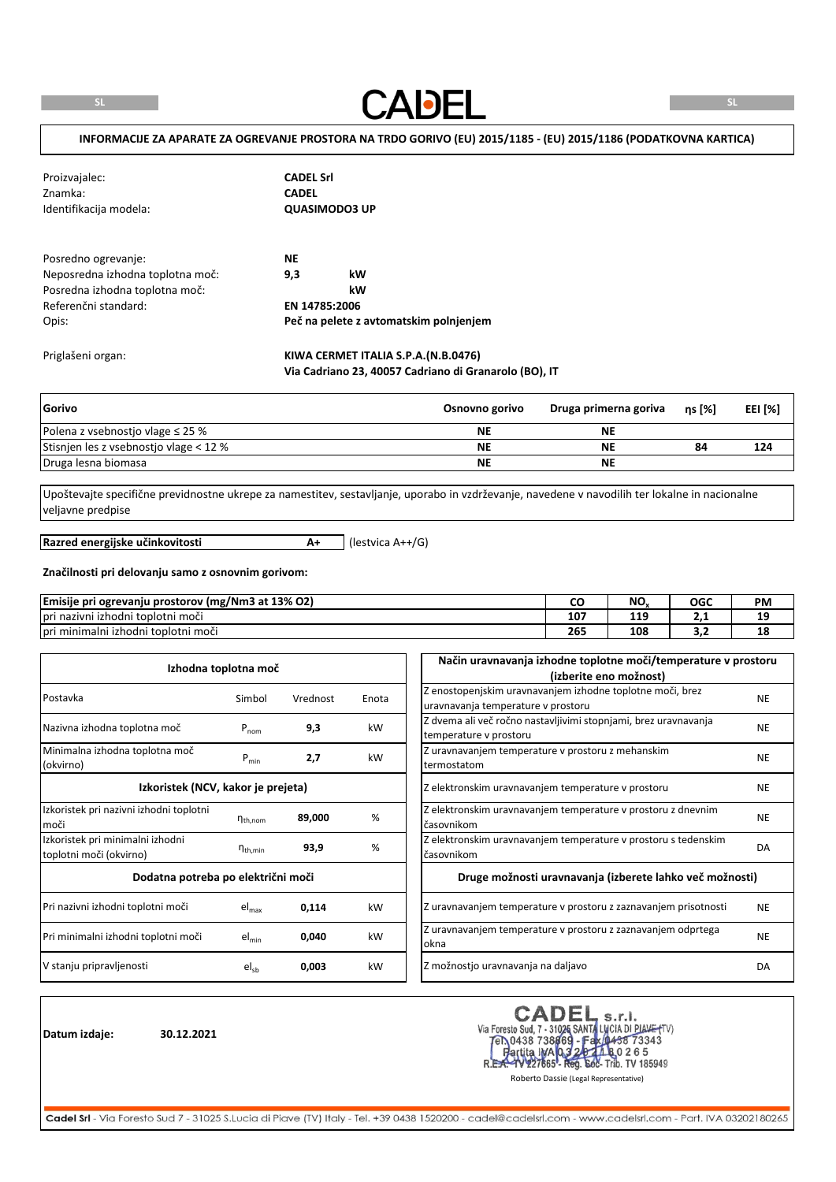SL

CADEL

SL

**INFORMACIJE ZA APARATE ZA OGREVANJE PROSTORA NA TRDO GORIVO (EU) 2015/1185 - (EU) 2015/1186 (PODATKOVNA KARTICA)**

| | |
|---|---|
| Proizvajalec: | **CADEL Srl** |
| Znamka: | **CADEL** |
| Identifikacija modela: | **QUASIMODO3 UP** |

| | | |
|---|---|---|
| Posredno ogrevanje: | **NE** | |
| Neposredna izhodna toplotna moč: | **9,3** | **kW** |
| Posredna izhodna toplotna moč: | | **kW** |
| Referenčni standard: | **EN 14785:2006** | |
| Opis: | **Peč na pelete z avtomatskim polnjenjem** | |

Priglašeni organ: **KIWA CERMET ITALIA S.P.A.(N.B.0476)**
**Via Cadriano 23, 40057 Cadriano di Granarolo (BO), IT**

| Gorivo | Osnovno gorivo | Druga primerna goriva | ηs [%] | EEI [%] |
|---|---|---|---|---|
| Polena z vsebnostjo vlage ≤ 25 % | NE | NE | | |
| Stisnjen les z vsebnostjo vlage < 12 % | NE | NE | 84 | 124 |
| Druga lesna biomasa | NE | NE | | |

Upoštevajte specifične previdnostne ukrepe za namestitev, sestavljanje, uporabo in vzdrževanje, navedene v navodilih ter lokalne in nacionalne veljavne predpise

**Razred energijske učinkovitosti** **A+** (lestvica A++/G)

**Značilnosti pri delovanju samo z osnovnim gorivom:**

| Emisije pri ogrevanju prostorov (mg/Nm3 at 13% O2) | CO | $NO_x$ | OGC | PM |
|---|---|---|---|---|
| pri nazivni izhodni toplotni moči | 107 | 119 | 2,1 | 19 |
| pri minimalni izhodni toplotni moči | 265 | 108 | 3,2 | 18 |

| Izhodna toplotna moč | | | |
|---|---|---|---|
| Postavka | Simbol | Vrednost | Enota |
| Nazivna izhodna toplotna moč | $P_{nom}$ | **9,3** | kW |
| Minimalna izhodna toplotna moč (okvirno) | $P_{min}$ | **2,7** | kW |
| **Izkoristek (NCV, kakor je prejeta)** | | | |
| Izkoristek pri nazivni izhodni toplotni moči | $\eta_{th,nom}$ | **89,000** | % |
| Izkoristek pri minimalni izhodni toplotni moči (okvirno) | $\eta_{th,min}$ | **93,9** | % |
| **Dodatna potreba po električni moči** | | | |
| Pri nazivni izhodni toplotni moči | $el_{max}$ | **0,114** | kW |
| Pri minimalni izhodni toplotni moči | $el_{min}$ | **0,040** | kW |
| V stanju pripravljenosti | $el_{sb}$ | **0,003** | kW |

| Način uravnavanja izhodne toplotne moči/temperature v prostoru (izberite eno možnost) | |
|---|---|
| Z enostopenjskim uravnavanjem izhodne toplotne moči, brez uravnavanja temperature v prostoru | NE |
| Z dvema ali več ročno nastavljivimi stopnjami, brez uravnavanja temperature v prostoru | NE |
| Z uravnavanjem temperature v prostoru z mehanskim termostatom | NE |
| Z elektronskim uravnavanjem temperature v prostoru | NE |
| Z elektronskim uravnavanjem temperature v prostoru z dnevnim časovnikom | NE |
| Z elektronskim uravnavanjem temperature v prostoru s tedenskim časovnikom | DA |
| **Druge možnosti uravnavanja (izberete lahko več možnosti)** | |
| Z uravnavanjem temperature v prostoru z zaznavanjem prisotnosti | NE |
| Z uravnavanjem temperature v prostoru z zaznavanjem odprtega okna | NE |
| Z možnostjo uravnavanja na daljavo | DA |

**Datum izdaje:** **30.12.2021**

CADEL s.r.l.
Via Foresto Sud, 7 - 31025 SANTA LUCIA DI PIAVE (TV)
Tel. 0438 738669 - Fax 0438 73343
Partita IVA 03202180265
R.E.A. TV 227665 - Reg. Soc. Trib. TV 185949
Roberto Dassie (Legal Representative)

**Cadel Srl** - Via Foresto Sud 7 - 31025 S.Lucia di Piave (TV) Italy - Tel. +39 0438 1520200 - cadel@cadelsrl.com - www.cadelsrl.com - Part. IVA 03202180265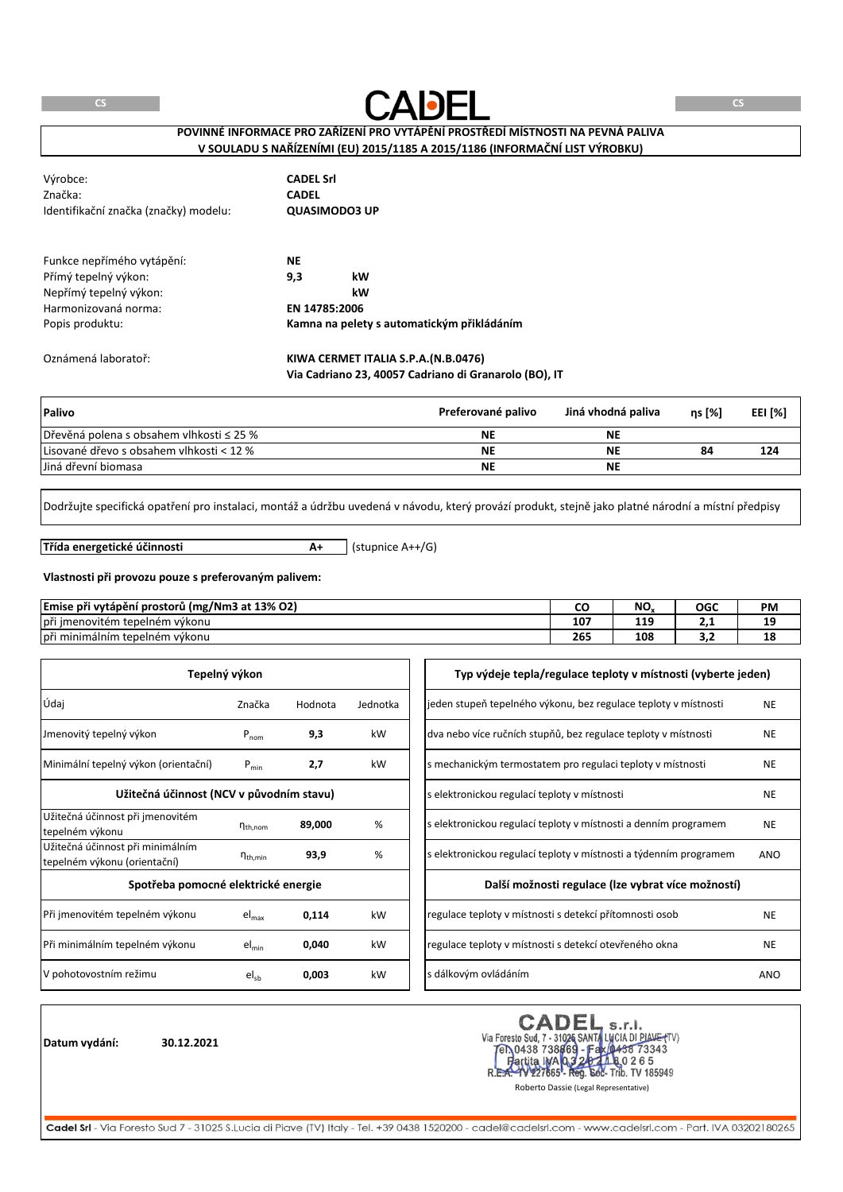CS CADEL CS

**POVINNÉ INFORMACE PRO ZAŘÍZENÍ PRO VYTÁPĚNÍ PROSTŘEDÍ MÍSTNOSTI NA PEVNÁ PALIVA V SOULADU S NAŘÍZENÍMI (EU) 2015/1185 A 2015/1186 (INFORMAČNÍ LIST VÝROBKU)**

| | |
|---|---|
| Výrobce: | **CADEL Srl** |
| Značka: | **CADEL** |
| Identifikační značka (značky) modelu: | **QUASIMODO3 UP** |

| | | |
|---|---|---|
| Funkce nepřímého vytápění: | **NE** | |
| Přímý tepelný výkon: | **9,3** | **kW** |
| Nepřímý tepelný výkon: | | **kW** |
| Harmonizovaná norma: | **EN 14785:2006** | |
| Popis produktu: | **Kamna na pelety s automatickým přikládáním** | |

Oznámená laboratoř: **KIWA CERMET ITALIA S.P.A.(N.B.0476)**
**Via Cadriano 23, 40057 Cadriano di Granarolo (BO), IT**

| Palivo | Preferované palivo | Jiná vhodná paliva | ηs [%] | EEI [%] |
|---|---|---|---|---|
| Dřevěná polena s obsahem vlhkosti ≤ 25 % | NE | NE | | |
| Lisované dřevo s obsahem vlhkosti < 12 % | NE | NE | 84 | 124 |
| Jiná dřevní biomasa | NE | NE | | |

Dodržujte specifická opatření pro instalaci, montáž a údržbu uvedená v návodu, který provází produkt, stejně jako platné národní a místní předpisy

**Třída energetické účinnosti** **A+** (stupnice A++/G)

**Vlastnosti při provozu pouze s preferovaným palivem:**

| Emise při vytápění prostorů (mg/Nm3 at 13% O2) | CO | $NO_x$ | OGC | PM |
|---|---|---|---|---|
| při jmenovitém tepelném výkonu | 107 | 119 | 2,1 | 19 |
| při minimálním tepelném výkonu | 265 | 108 | 3,2 | 18 |

| Tepelný výkon | | | |
|---|---|---|---|
| Údaj | Značka | Hodnota | Jednotka |
| Jmenovitý tepelný výkon | $P_{nom}$ | **9,3** | kW |
| Minimální tepelný výkon (orientační) | $P_{min}$ | **2,7** | kW |
| **Užitečná účinnost (NCV v původním stavu)** | | | |
| Užitečná účinnost při jmenovitém tepelném výkonu | $\eta_{th,nom}$ | **89,000** | % |
| Užitečná účinnost při minimálním tepelném výkonu (orientační) | $\eta_{th,min}$ | **93,9** | % |
| **Spotřeba pomocné elektrické energie** | | | |
| Při jmenovitém tepelném výkonu | $el_{max}$ | **0,114** | kW |
| Při minimálním tepelném výkonu | $el_{min}$ | **0,040** | kW |
| V pohotovostním režimu | $el_{sb}$ | **0,003** | kW |

| Typ výdeje tepla/regulace teploty v místnosti (vyberte jeden) | |
|---|---|
| jeden stupeň tepelného výkonu, bez regulace teploty v místnosti | NE |
| dva nebo více ručních stupňů, bez regulace teploty v místnosti | NE |
| s mechanickým termostatem pro regulaci teploty v místnosti | NE |
| s elektronickou regulací teploty v místnosti | NE |
| s elektronickou regulací teploty v místnosti a denním programem | NE |
| s elektronickou regulací teploty v místnosti a týdenním programem | ANO |
| **Další možnosti regulace (lze vybrat více možností)** | |
| regulace teploty v místnosti s detekcí přítomnosti osob | NE |
| regulace teploty v místnosti s detekcí otevřeného okna | NE |
| s dálkovým ovládáním | ANO |

**Datum vydání:** **30.12.2021**

CADEL s.r.l.
Via Foresto Sud, 7 - 31025 SANTA LUCIA DI PIAVE (TV)
Tel. 0438 738669 - Fax 0438 73343
Partita IVA 03202180265
R.E.A. TV 227665 - Reg. Soc. Trib. TV 185949
Roberto Dassie (Legal Representative)

Cadel Srl - Via Foresto Sud 7 - 31025 S.Lucia di Piave (TV) Italy - Tel. +39 0438 1520200 - cadel@cadelsrl.com - www.cadelsrl.com - Part. IVA 03202180265